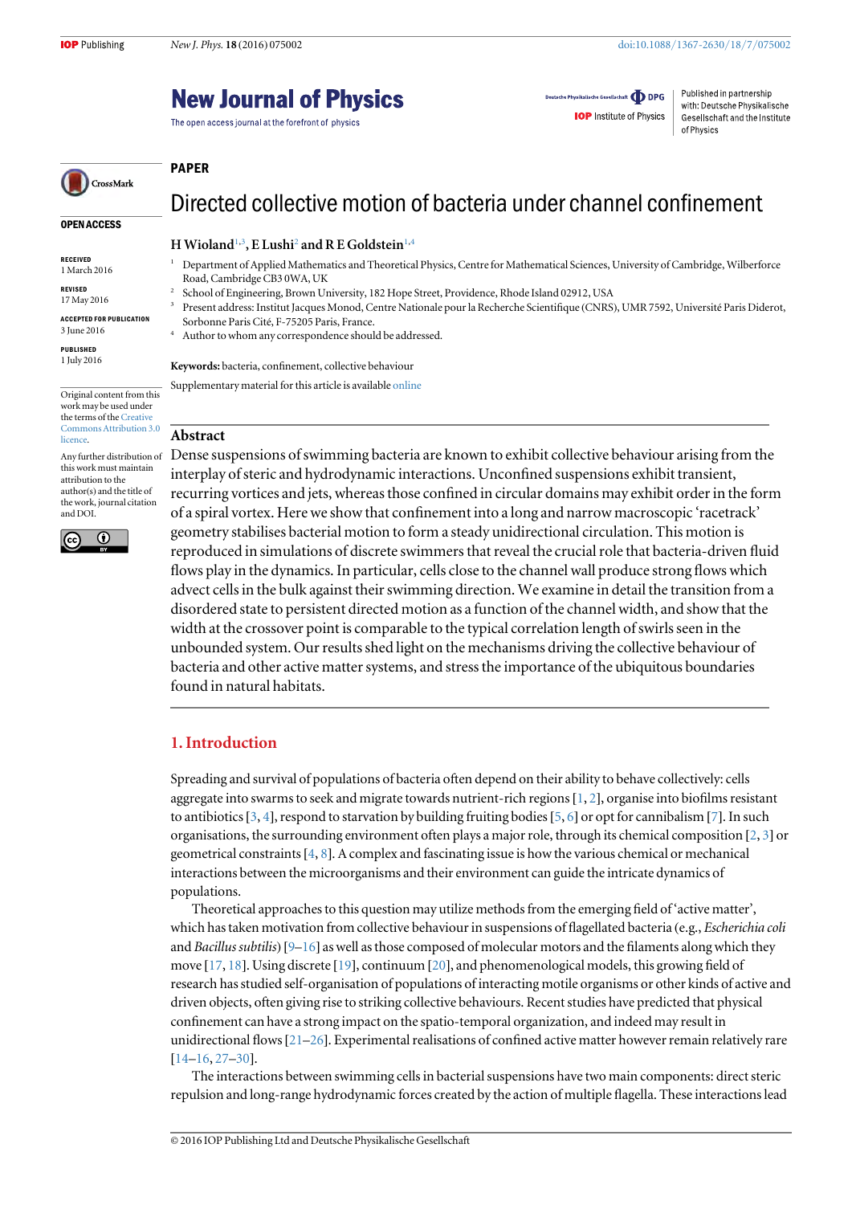PAPER

# Directed collective motion of bacteria under channel confinement

**H Wioland**[1,3], **E Lushi**[2] **and R E Goldstein**[1,4]

[1] Department of Applied Mathematics and Theoretical Physics, Centre for Mathematical Sciences, University of Cambridge, Wilberforce Road, Cambridge CB3 0WA, UK

[2] School of Engineering, Brown University, 182 Hope Street, Providence, Rhode Island 02912, USA

[3] Present address: Institut Jacques Monod, Centre Nationale pour la Recherche Scientifique (CNRS), UMR 7592, Université Paris Diderot, Sorbonne Paris Cité, F-75205 Paris, France.

[4] Author to whom any correspondence should be addressed.

OPEN ACCESS

RECEIVED
1 March 2016

REVISED
17 May 2016

ACCEPTED FOR PUBLICATION
3 June 2016

PUBLISHED
1 July 2016

Original content from this work may be used under the terms of the Creative Commons Attribution 3.0 licence.

Any further distribution of this work must maintain attribution to the author(s) and the title of the work, journal citation and DOI.

**Keywords:** bacteria, confinement, collective behaviour

Supplementary material for this article is available online

## Abstract

Dense suspensions of swimming bacteria are known to exhibit collective behaviour arising from the interplay of steric and hydrodynamic interactions. Unconfined suspensions exhibit transient, recurring vortices and jets, whereas those confined in circular domains may exhibit order in the form of a spiral vortex. Here we show that confinement into a long and narrow macroscopic 'racetrack' geometry stabilises bacterial motion to form a steady unidirectional circulation. This motion is reproduced in simulations of discrete swimmers that reveal the crucial role that bacteria-driven fluid flows play in the dynamics. In particular, cells close to the channel wall produce strong flows which advect cells in the bulk against their swimming direction. We examine in detail the transition from a disordered state to persistent directed motion as a function of the channel width, and show that the width at the crossover point is comparable to the typical correlation length of swirls seen in the unbounded system. Our results shed light on the mechanisms driving the collective behaviour of bacteria and other active matter systems, and stress the importance of the ubiquitous boundaries found in natural habitats.

## 1. Introduction

Spreading and survival of populations of bacteria often depend on their ability to behave collectively: cells aggregate into swarms to seek and migrate towards nutrient-rich regions [1, 2], organise into biofilms resistant to antibiotics [3, 4], respond to starvation by building fruiting bodies [5, 6] or opt for cannibalism [7]. In such organisations, the surrounding environment often plays a major role, through its chemical composition [2, 3] or geometrical constraints [4, 8]. A complex and fascinating issue is how the various chemical or mechanical interactions between the microorganisms and their environment can guide the intricate dynamics of populations.

Theoretical approaches to this question may utilize methods from the emerging field of 'active matter', which has taken motivation from collective behaviour in suspensions of flagellated bacteria (e.g., *Escherichia coli* and *Bacillus subtilis*) [9–16] as well as those composed of molecular motors and the filaments along which they move [17, 18]. Using discrete [19], continuum [20], and phenomenological models, this growing field of research has studied self-organisation of populations of interacting motile organisms or other kinds of active and driven objects, often giving rise to striking collective behaviours. Recent studies have predicted that physical confinement can have a strong impact on the spatio-temporal organization, and indeed may result in unidirectional flows [21–26]. Experimental realisations of confined active matter however remain relatively rare [14–16, 27–30].

The interactions between swimming cells in bacterial suspensions have two main components: direct steric repulsion and long-range hydrodynamic forces created by the action of multiple flagella. These interactions lead

© 2016 IOP Publishing Ltd and Deutsche Physikalische Gesellschaft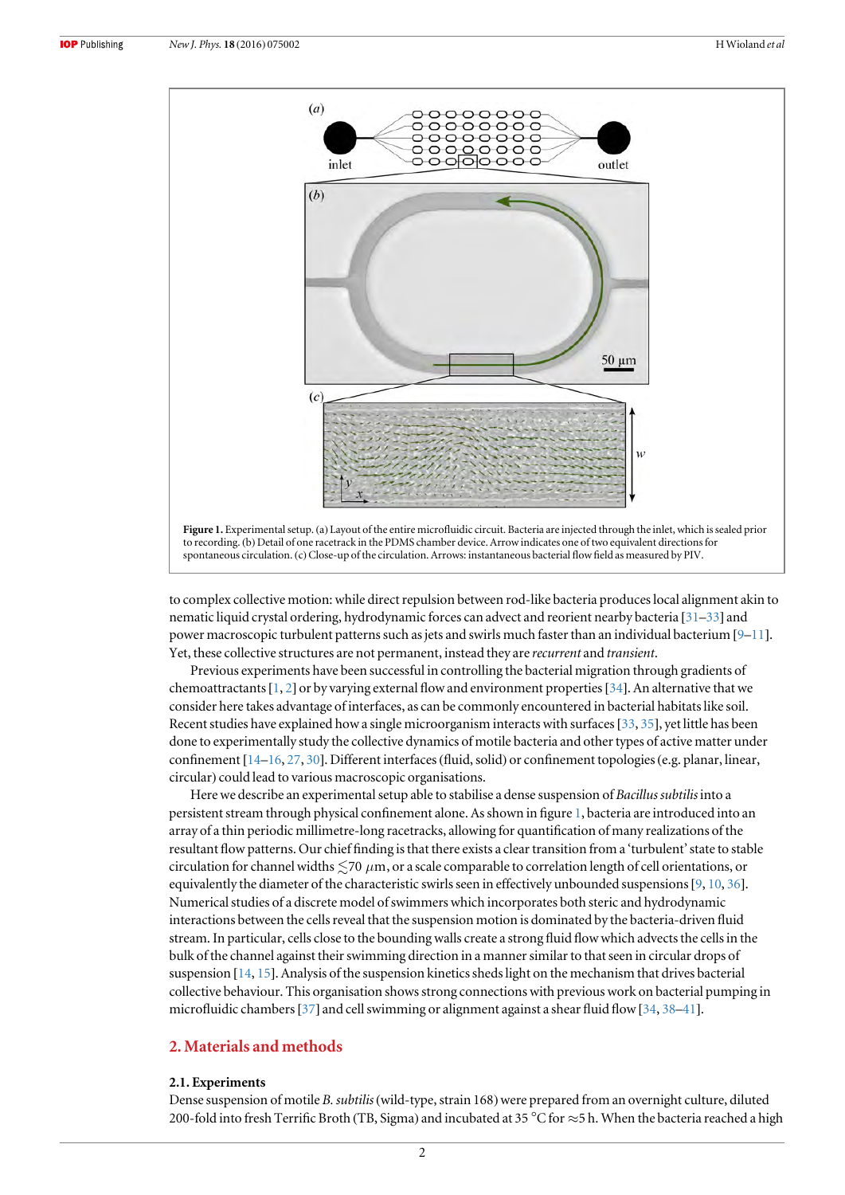**Figure 1.** Experimental setup. (a) Layout of the entire microfluidic circuit. Bacteria are injected through the inlet, which is sealed prior to recording. (b) Detail of one racetrack in the PDMS chamber device. Arrow indicates one of two equivalent directions for spontaneous circulation. (c) Close-up of the circulation. Arrows: instantaneous bacterial flow field as measured by PIV.

to complex collective motion: while direct repulsion between rod-like bacteria produces local alignment akin to nematic liquid crystal ordering, hydrodynamic forces can advect and reorient nearby bacteria [31–33] and power macroscopic turbulent patterns such as jets and swirls much faster than an individual bacterium [9–11]. Yet, these collective structures are not permanent, instead they are *recurrent* and *transient*.

Previous experiments have been successful in controlling the bacterial migration through gradients of chemoattractants [1, 2] or by varying external flow and environment properties [34]. An alternative that we consider here takes advantage of interfaces, as can be commonly encountered in bacterial habitats like soil. Recent studies have explained how a single microorganism interacts with surfaces [33, 35], yet little has been done to experimentally study the collective dynamics of motile bacteria and other types of active matter under confinement [14–16, 27, 30]. Different interfaces (fluid, solid) or confinement topologies (e.g. planar, linear, circular) could lead to various macroscopic organisations.

Here we describe an experimental setup able to stabilise a dense suspension of *Bacillus subtilis* into a persistent stream through physical confinement alone. As shown in figure 1, bacteria are introduced into an array of a thin periodic millimetre-long racetracks, allowing for quantification of many realizations of the resultant flow patterns. Our chief finding is that there exists a clear transition from a 'turbulent' state to stable circulation for channel widths $\lesssim 70\ \mu$m, or a scale comparable to correlation length of cell orientations, or equivalently the diameter of the characteristic swirls seen in effectively unbounded suspensions [9, 10, 36]. Numerical studies of a discrete model of swimmers which incorporates both steric and hydrodynamic interactions between the cells reveal that the suspension motion is dominated by the bacteria-driven fluid stream. In particular, cells close to the bounding walls create a strong fluid flow which advects the cells in the bulk of the channel against their swimming direction in a manner similar to that seen in circular drops of suspension [14, 15]. Analysis of the suspension kinetics sheds light on the mechanism that drives bacterial collective behaviour. This organisation shows strong connections with previous work on bacterial pumping in microfluidic chambers [37] and cell swimming or alignment against a shear fluid flow [34, 38–41].

## 2. Materials and methods

### 2.1. Experiments

Dense suspension of motile *B. subtilis* (wild-type, strain 168) were prepared from an overnight culture, diluted 200-fold into fresh Terrific Broth (TB, Sigma) and incubated at 35 °C for ≈5 h. When the bacteria reached a high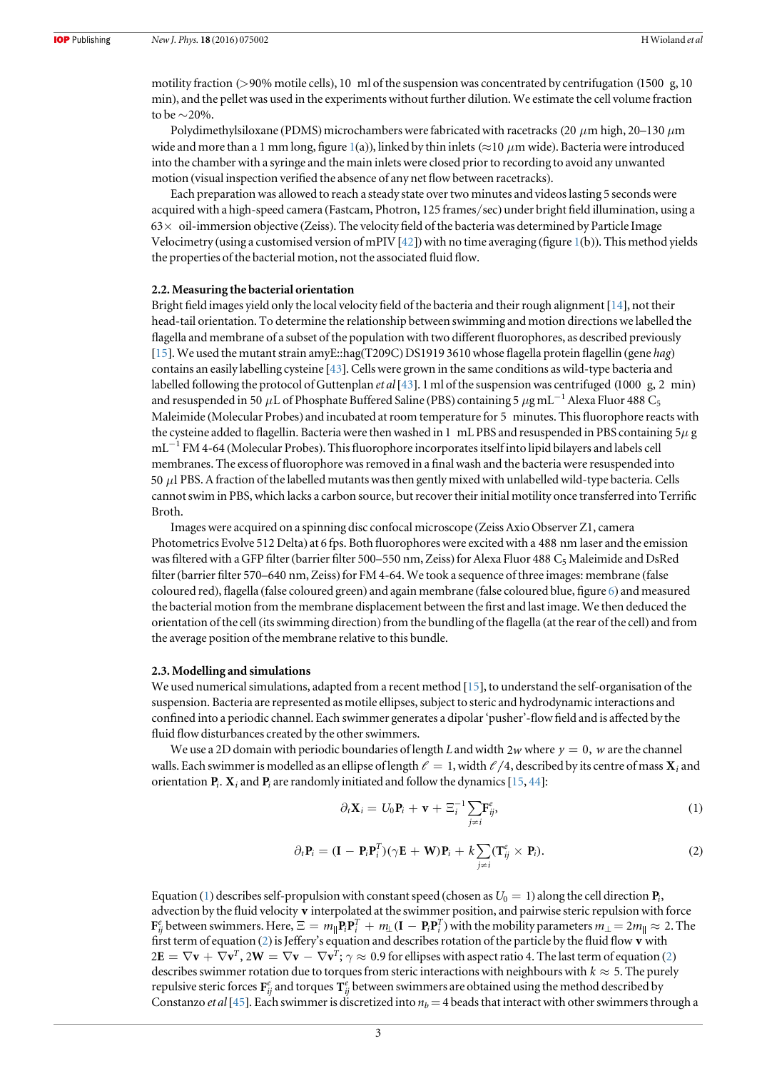motility fraction (>90% motile cells), 10 ml of the suspension was concentrated by centrifugation (1500 g, 10 min), and the pellet was used in the experiments without further dilution. We estimate the cell volume fraction to be ∼20%.

Polydimethylsiloxane (PDMS) microchambers were fabricated with racetracks (20 $\mu$m high, 20–130 $\mu$m wide and more than a 1 mm long, figure 1(a)), linked by thin inlets (≈10 $\mu$m wide). Bacteria were introduced into the chamber with a syringe and the main inlets were closed prior to recording to avoid any unwanted motion (visual inspection verified the absence of any net flow between racetracks).

Each preparation was allowed to reach a steady state over two minutes and videos lasting 5 seconds were acquired with a high-speed camera (Fastcam, Photron, 125 frames/sec) under bright field illumination, using a 63× oil-immersion objective (Zeiss). The velocity field of the bacteria was determined by Particle Image Velocimetry (using a customised version of mPIV [42]) with no time averaging (figure 1(b)). This method yields the properties of the bacterial motion, not the associated fluid flow.

### 2.2. Measuring the bacterial orientation

Bright field images yield only the local velocity field of the bacteria and their rough alignment [14], not their head-tail orientation. To determine the relationship between swimming and motion directions we labelled the flagella and membrane of a subset of the population with two different fluorophores, as described previously [15]. We used the mutant strain amyE::hag(T209C) DS1919 3610 whose flagella protein flagellin (gene *hag*) contains an easily labelling cysteine [43]. Cells were grown in the same conditions as wild-type bacteria and labelled following the protocol of Guttenplan *et al* [43]. 1 ml of the suspension was centrifuged (1000 g, 2 min) and resuspended in 50 $\mu$L of Phosphate Buffered Saline (PBS) containing 5 $\mu$g mL$^{-1}$ Alexa Fluor 488 $C_5$ Maleimide (Molecular Probes) and incubated at room temperature for 5 minutes. This fluorophore reacts with the cysteine added to flagellin. Bacteria were then washed in 1 mL PBS and resuspended in PBS containing 5$\mu$ g mL$^{-1}$ FM 4-64 (Molecular Probes). This fluorophore incorporates itself into lipid bilayers and labels cell membranes. The excess of fluorophore was removed in a final wash and the bacteria were resuspended into 50 $\mu$l PBS. A fraction of the labelled mutants was then gently mixed with unlabelled wild-type bacteria. Cells cannot swim in PBS, which lacks a carbon source, but recover their initial motility once transferred into Terrific Broth.

Images were acquired on a spinning disc confocal microscope (Zeiss Axio Observer Z1, camera Photometrics Evolve 512 Delta) at 6 fps. Both fluorophores were excited with a 488 nm laser and the emission was filtered with a GFP filter (barrier filter 500–550 nm, Zeiss) for Alexa Fluor 488 $C_5$ Maleimide and DsRed filter (barrier filter 570–640 nm, Zeiss) for FM 4-64. We took a sequence of three images: membrane (false coloured red), flagella (false coloured green) and again membrane (false coloured blue, figure 6) and measured the bacterial motion from the membrane displacement between the first and last image. We then deduced the orientation of the cell (its swimming direction) from the bundling of the flagella (at the rear of the cell) and from the average position of the membrane relative to this bundle.

### 2.3. Modelling and simulations

We used numerical simulations, adapted from a recent method [15], to understand the self-organisation of the suspension. Bacteria are represented as motile ellipses, subject to steric and hydrodynamic interactions and confined into a periodic channel. Each swimmer generates a dipolar 'pusher'-flow field and is affected by the fluid flow disturbances created by the other swimmers.

We use a 2D domain with periodic boundaries of length $L$ and width $2w$ where $y = 0$, $w$ are the channel walls. Each swimmer is modelled as an ellipse of length $\ell = 1$, width $\ell/4$, described by its centre of mass $\mathbf{X}_i$ and orientation $\mathbf{P}_i$. $\mathbf{X}_i$ and $\mathbf{P}_i$ are randomly initiated and follow the dynamics [15, 44]:

$$\partial_t \mathbf{X}_i = U_0 \mathbf{P}_i + \mathbf{v} + \Xi_i^{-1} \sum_{j \neq i} \mathbf{F}_{ij}^e, \tag{1}$$

$$\partial_t \mathbf{P}_i = (\mathbf{I} - \mathbf{P}_i \mathbf{P}_i^T)(\gamma \mathbf{E} + \mathbf{W})\mathbf{P}_i + k \sum_{j \neq i} (\mathbf{T}_{ij}^e \times \mathbf{P}_i). \tag{2}$$

Equation (1) describes self-propulsion with constant speed (chosen as $U_0 = 1$) along the cell direction $\mathbf{P}_i$, advection by the fluid velocity $\mathbf{v}$ interpolated at the swimmer position, and pairwise steric repulsion with force $\mathbf{F}_{ij}^e$ between swimmers. Here, $\Xi = m_{\parallel} \mathbf{P}_i \mathbf{P}_i^T + m_{\perp}(\mathbf{I} - \mathbf{P}_i \mathbf{P}_i^T)$ with the mobility parameters $m_{\perp} = 2 m_{\parallel} \approx 2$. The first term of equation (2) is Jeffery's equation and describes rotation of the particle by the fluid flow $\mathbf{v}$ with $2\mathbf{E} = \nabla \mathbf{v} + \nabla \mathbf{v}^T$, $2\mathbf{W} = \nabla \mathbf{v} - \nabla \mathbf{v}^T$; $\gamma \approx 0.9$ for ellipses with aspect ratio 4. The last term of equation (2) describes swimmer rotation due to torques from steric interactions with neighbours with $k \approx 5$. The purely repulsive steric forces $\mathbf{F}_{ij}^e$ and torques $\mathbf{T}_{ij}^e$ between swimmers are obtained using the method described by Constanzo *et al* [45]. Each swimmer is discretized into $n_b = 4$ beads that interact with other swimmers through a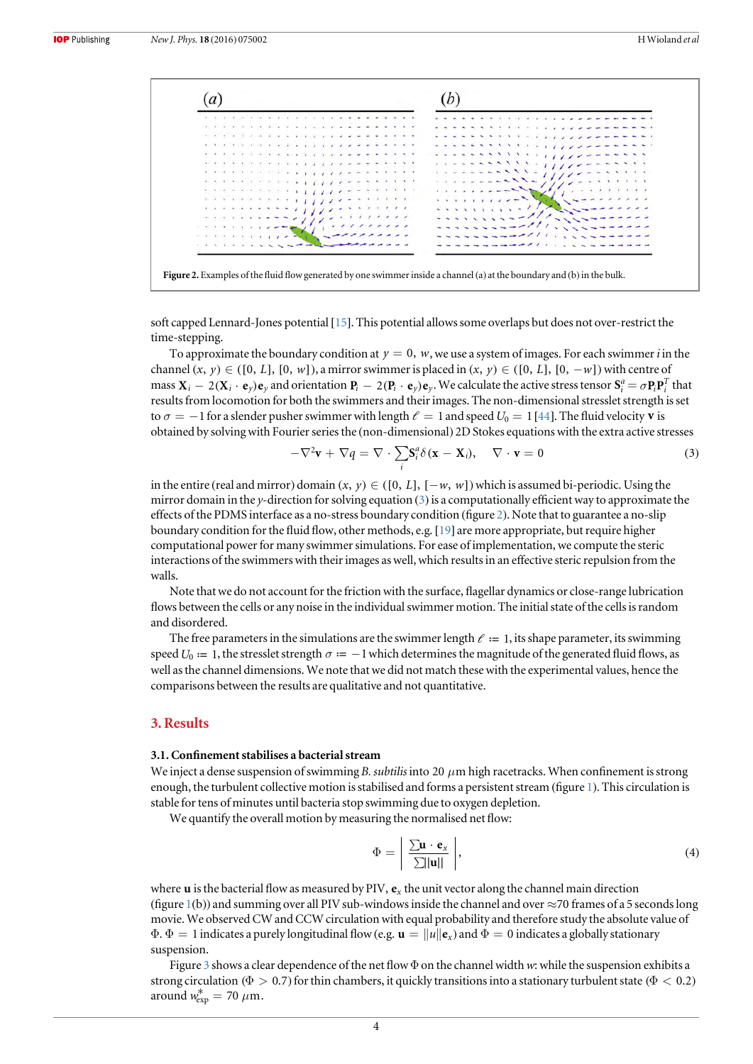Figure 2. Examples of the fluid flow generated by one swimmer inside a channel (a) at the boundary and (b) in the bulk.

soft capped Lennard-Jones potential [15]. This potential allows some overlaps but does not over-restrict the time-stepping.

To approximate the boundary condition at $y = 0, w$, we use a system of images. For each swimmer $i$ in the channel $(x, y) \in ([0, L], [0, w])$, a mirror swimmer is placed in $(x, y) \in ([0, L], [0, -w])$ with centre of mass $\mathbf{X}_i - 2(\mathbf{X}_i \cdot \mathbf{e}_y)\mathbf{e}_y$ and orientation $\mathbf{P}_i - 2(\mathbf{P}_i \cdot \mathbf{e}_y)\mathbf{e}_y$. We calculate the active stress tensor $\mathbf{S}_i^a = \sigma \mathbf{P}_i \mathbf{P}_i^T$ that results from locomotion for both the swimmers and their images. The non-dimensional stresslet strength is set to $\sigma = -1$ for a slender pusher swimmer with length $\ell = 1$ and speed $U_0 = 1$ [44]. The fluid velocity $\mathbf{v}$ is obtained by solving with Fourier series the (non-dimensional) 2D Stokes equations with the extra active stresses

$$-\nabla^2 \mathbf{v} + \nabla q = \nabla \cdot \sum_i \mathbf{S}_i^a \delta(\mathbf{x} - \mathbf{X}_i), \quad \nabla \cdot \mathbf{v} = 0 \tag{3}$$

in the entire (real and mirror) domain $(x, y) \in ([0, L], [-w, w])$ which is assumed bi-periodic. Using the mirror domain in the $y$-direction for solving equation (3) is a computationally efficient way to approximate the effects of the PDMS interface as a no-stress boundary condition (figure 2). Note that to guarantee a no-slip boundary condition for the fluid flow, other methods, e.g. [19] are more appropriate, but require higher computational power for many swimmer simulations. For ease of implementation, we compute the steric interactions of the swimmers with their images as well, which results in an effective steric repulsion from the walls.

Note that we do not account for the friction with the surface, flagellar dynamics or close-range lubrication flows between the cells or any noise in the individual swimmer motion. The initial state of the cells is random and disordered.

The free parameters in the simulations are the swimmer length $\ell := 1$, its shape parameter, its swimming speed $U_0 := 1$, the stresslet strength $\sigma := -1$ which determines the magnitude of the generated fluid flows, as well as the channel dimensions. We note that we did not match these with the experimental values, hence the comparisons between the results are qualitative and not quantitative.

## 3. Results

### 3.1. Confinement stabilises a bacterial stream

We inject a dense suspension of swimming *B. subtilis* into 20 $\mu$m high racetracks. When confinement is strong enough, the turbulent collective motion is stabilised and forms a persistent stream (figure 1). This circulation is stable for tens of minutes until bacteria stop swimming due to oxygen depletion.

We quantify the overall motion by measuring the normalised net flow:

$$\Phi = \left| \frac{\sum \mathbf{u} \cdot \mathbf{e}_x}{\sum ||\mathbf{u}||} \right|, \tag{4}$$

where $\mathbf{u}$ is the bacterial flow as measured by PIV, $\mathbf{e}_x$ the unit vector along the channel main direction (figure 1(b)) and summing over all PIV sub-windows inside the channel and over $\approx$70 frames of a 5 seconds long movie. We observed CW and CCW circulation with equal probability and therefore study the absolute value of $\Phi$. $\Phi = 1$ indicates a purely longitudinal flow (e.g. $\mathbf{u} = ||u||\mathbf{e}_x$) and $\Phi = 0$ indicates a globally stationary suspension.

Figure 3 shows a clear dependence of the net flow $\Phi$ on the channel width $w$: while the suspension exhibits a strong circulation ($\Phi > 0.7$) for thin chambers, it quickly transitions into a stationary turbulent state ($\Phi < 0.2$) around $w_{\text{exp}}^* = 70\ \mu$m.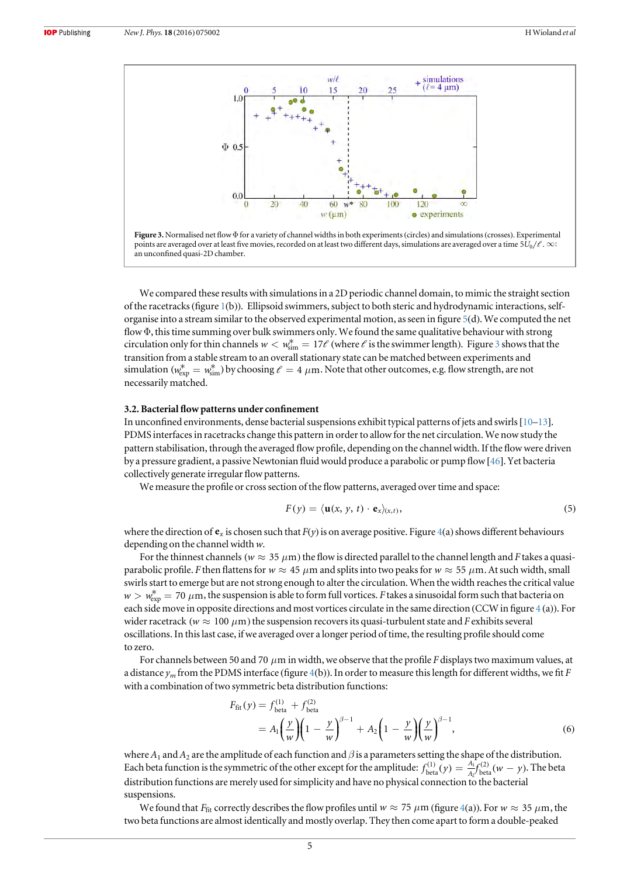**Figure 3.** Normalised net flow Φ for a variety of channel widths in both experiments (circles) and simulations (crosses). Experimental points are averaged over at least five movies, recorded on at least two different days, simulations are averaged over a time $5U_0/\ell$. ∞: an unconfined quasi-2D chamber.

We compared these results with simulations in a 2D periodic channel domain, to mimic the straight section of the racetracks (figure 1(b)). Ellipsoid swimmers, subject to both steric and hydrodynamic interactions, self-organise into a stream similar to the observed experimental motion, as seen in figure 5(d). We computed the net flow Φ, this time summing over bulk swimmers only. We found the same qualitative behaviour with strong circulation only for thin channels $w < w^*_{\text{sim}} = 17\ell$ (where $\ell$ is the swimmer length). Figure 3 shows that the transition from a stable stream to an overall stationary state can be matched between experiments and simulation ($w^*_{\text{exp}} = w^*_{\text{sim}}$) by choosing $\ell = 4\ \mu$m. Note that other outcomes, e.g. flow strength, are not necessarily matched.

### 3.2. Bacterial flow patterns under confinement

In unconfined environments, dense bacterial suspensions exhibit typical patterns of jets and swirls [10–13]. PDMS interfaces in racetracks change this pattern in order to allow for the net circulation. We now study the pattern stabilisation, through the averaged flow profile, depending on the channel width. If the flow were driven by a pressure gradient, a passive Newtonian fluid would produce a parabolic or pump flow [46]. Yet bacteria collectively generate irregular flow patterns.

We measure the profile or cross section of the flow patterns, averaged over time and space:

$$F(y) = \langle \mathbf{u}(x, y, t) \cdot \mathbf{e}_x \rangle_{(x,t)}, \tag{5}$$

where the direction of $\mathbf{e}_x$ is chosen such that $F(y)$ is on average positive. Figure 4(a) shows different behaviours depending on the channel width $w$.

For the thinnest channels ($w \approx 35\ \mu$m) the flow is directed parallel to the channel length and $F$ takes a quasi-parabolic profile. $F$ then flattens for $w \approx 45\ \mu$m and splits into two peaks for $w \approx 55\ \mu$m. At such width, small swirls start to emerge but are not strong enough to alter the circulation. When the width reaches the critical value $w > w^*_{\text{exp}} = 70\ \mu$m, the suspension is able to form full vortices. $F$ takes a sinusoidal form such that bacteria on each side move in opposite directions and most vortices circulate in the same direction (CCW in figure 4 (a)). For wider racetrack ($w \approx 100\ \mu$m) the suspension recovers its quasi-turbulent state and $F$ exhibits several oscillations. In this last case, if we averaged over a longer period of time, the resulting profile should come to zero.

For channels between 50 and 70 $\mu$m in width, we observe that the profile $F$ displays two maximum values, at a distance $y_m$ from the PDMS interface (figure 4(b)). In order to measure this length for different widths, we fit $F$ with a combination of two symmetric beta distribution functions:

$$\begin{aligned} F_{\text{fit}}(y) &= f^{(1)}_{\text{beta}} + f^{(2)}_{\text{beta}} \\ &= A_1\left(\frac{y}{w}\right)\left(1 - \frac{y}{w}\right)^{\beta-1} + A_2\left(1 - \frac{y}{w}\right)\left(\frac{y}{w}\right)^{\beta-1}, \end{aligned} \tag{6}$$

where $A_1$ and $A_2$ are the amplitude of each function and $\beta$ is a parameters setting the shape of the distribution. Each beta function is the symmetric of the other except for the amplitude: $f^{(1)}_{\text{beta}}(y) = \frac{A_1}{A_2} f^{(2)}_{\text{beta}}(w - y)$. The beta distribution functions are merely used for simplicity and have no physical connection to the bacterial suspensions.

We found that $F_{\text{fit}}$ correctly describes the flow profiles until $w \approx 75\ \mu$m (figure 4(a)). For $w \approx 35\ \mu$m, the two beta functions are almost identically and mostly overlap. They then come apart to form a double-peaked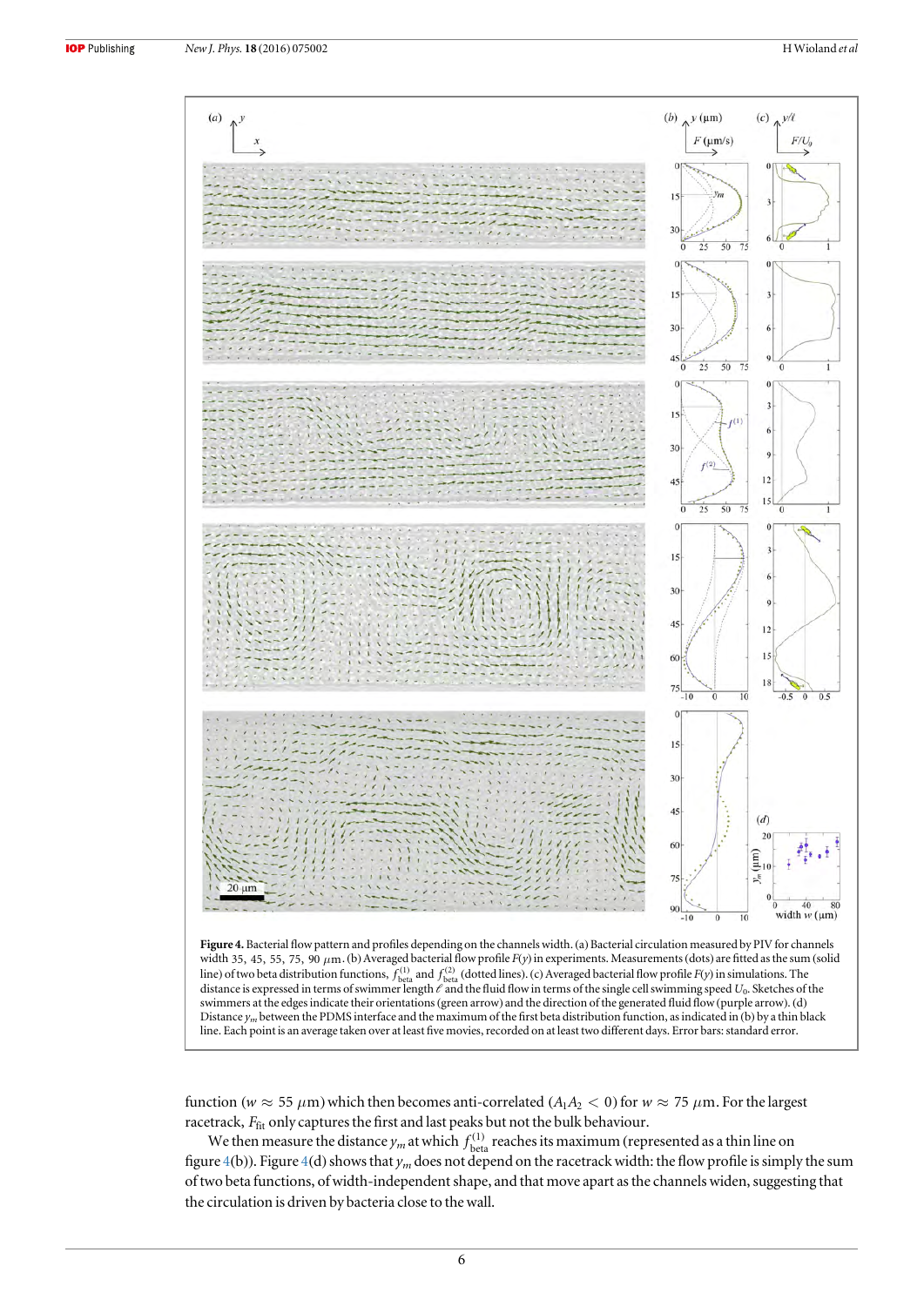**Figure 4.** Bacterial flow pattern and profiles depending on the channels width. (a) Bacterial circulation measured by PIV for channels width 35, 45, 55, 75, 90 $\mu$m. (b) Averaged bacterial flow profile $F(y)$ in experiments. Measurements (dots) are fitted as the sum (solid line) of two beta distribution functions, $f_{\mathrm{beta}}^{(1)}$ and $f_{\mathrm{beta}}^{(2)}$ (dotted lines). (c) Averaged bacterial flow profile $F(y)$ in simulations. The distance is expressed in terms of swimmer length $\ell$ and the fluid flow in terms of the single cell swimming speed $U_0$. Sketches of the swimmers at the edges indicate their orientations (green arrow) and the direction of the generated fluid flow (purple arrow). (d) Distance $y_m$ between the PDMS interface and the maximum of the first beta distribution function, as indicated in (b) by a thin black line. Each point is an average taken over at least five movies, recorded on at least two different days. Error bars: standard error.

function ($w \approx 55$ $\mu$m) which then becomes anti-correlated ($A_1 A_2 < 0$) for $w \approx 75$ $\mu$m. For the largest racetrack, $F_{\mathrm{fit}}$ only captures the first and last peaks but not the bulk behaviour.

We then measure the distance $y_m$ at which $f_{\mathrm{beta}}^{(1)}$ reaches its maximum (represented as a thin line on figure 4(b)). Figure 4(d) shows that $y_m$ does not depend on the racetrack width: the flow profile is simply the sum of two beta functions, of width-independent shape, and that move apart as the channels widen, suggesting that the circulation is driven by bacteria close to the wall.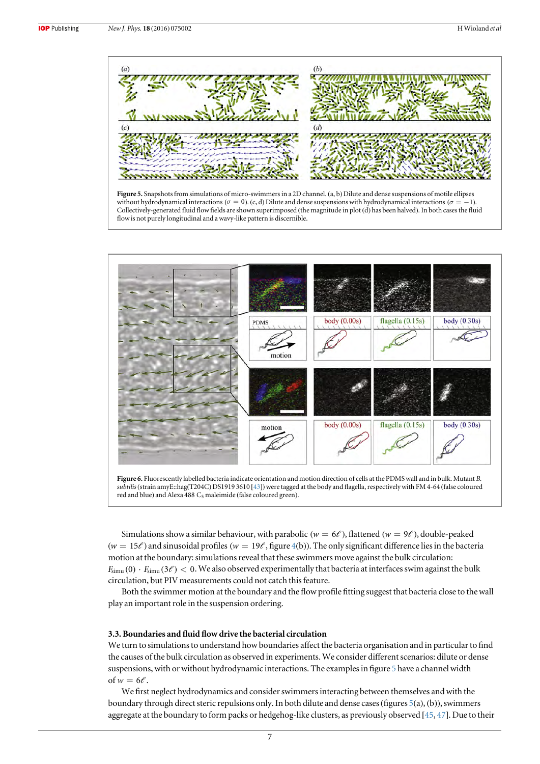**Figure 5.** Snapshots from simulations of micro-swimmers in a 2D channel. (a, b) Dilute and dense suspensions of motile ellipses without hydrodynamical interactions ($\sigma = 0$). (c, d) Dilute and dense suspensions with hydrodynamical interactions ($\sigma = -1$). Collectively-generated fluid flow fields are shown superimposed (the magnitude in plot (d) has been halved). In both cases the fluid flow is not purely longitudinal and a wavy-like pattern is discernible.

**Figure 6.** Fluorescently labelled bacteria indicate orientation and motion direction of cells at the PDMS wall and in bulk. Mutant *B. subtilis* (strain amyE::hag(T204C) DS1919 3610 [43]) were tagged at the body and flagella, respectively with FM 4-64 (false coloured red and blue) and Alexa 488 $C_5$ maleimide (false coloured green).

Simulations show a similar behaviour, with parabolic ($w = 6\ell$), flattened ($w = 9\ell$), double-peaked ($w = 15\ell$) and sinusoidal profiles ($w = 19\ell$, figure 4(b)). The only significant difference lies in the bacteria motion at the boundary: simulations reveal that these swimmers move against the bulk circulation: $F_{\text{simu}}(0) \cdot F_{\text{simu}}(3\ell) < 0$. We also observed experimentally that bacteria at interfaces swim against the bulk circulation, but PIV measurements could not catch this feature.

Both the swimmer motion at the boundary and the flow profile fitting suggest that bacteria close to the wall play an important role in the suspension ordering.

### 3.3. Boundaries and fluid flow drive the bacterial circulation

We turn to simulations to understand how boundaries affect the bacteria organisation and in particular to find the causes of the bulk circulation as observed in experiments. We consider different scenarios: dilute or dense suspensions, with or without hydrodynamic interactions. The examples in figure 5 have a channel width of $w = 6\ell$.

We first neglect hydrodynamics and consider swimmers interacting between themselves and with the boundary through direct steric repulsions only. In both dilute and dense cases (figures 5(a), (b)), swimmers aggregate at the boundary to form packs or hedgehog-like clusters, as previously observed [45, 47]. Due to their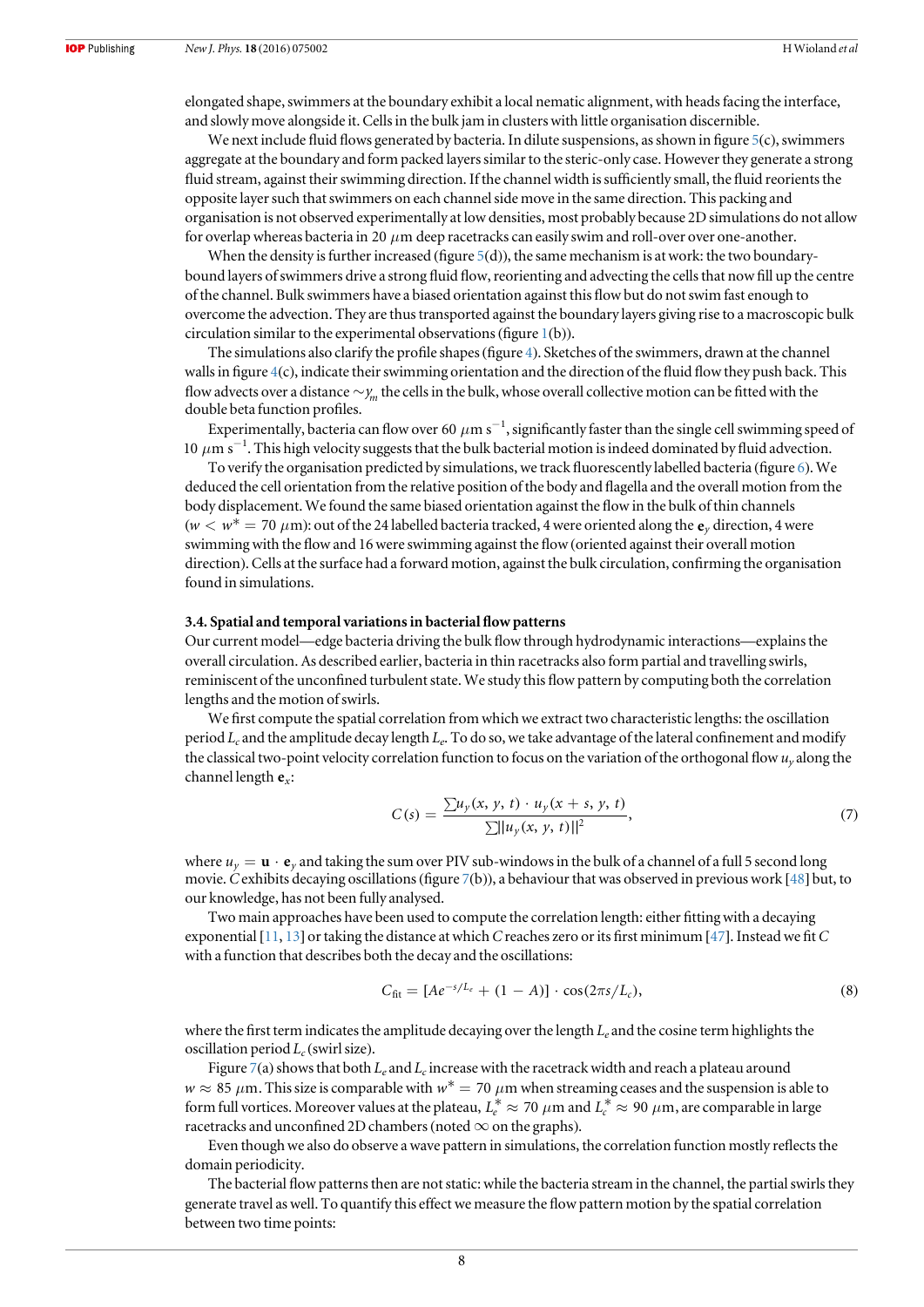elongated shape, swimmers at the boundary exhibit a local nematic alignment, with heads facing the interface, and slowly move alongside it. Cells in the bulk jam in clusters with little organisation discernible.

We next include fluid flows generated by bacteria. In dilute suspensions, as shown in figure 5(c), swimmers aggregate at the boundary and form packed layers similar to the steric-only case. However they generate a strong fluid stream, against their swimming direction. If the channel width is sufficiently small, the fluid reorients the opposite layer such that swimmers on each channel side move in the same direction. This packing and organisation is not observed experimentally at low densities, most probably because 2D simulations do not allow for overlap whereas bacteria in 20 $\mu$m deep racetracks can easily swim and roll-over over one-another.

When the density is further increased (figure 5(d)), the same mechanism is at work: the two boundary-bound layers of swimmers drive a strong fluid flow, reorienting and advecting the cells that now fill up the centre of the channel. Bulk swimmers have a biased orientation against this flow but do not swim fast enough to overcome the advection. They are thus transported against the boundary layers giving rise to a macroscopic bulk circulation similar to the experimental observations (figure 1(b)).

The simulations also clarify the profile shapes (figure 4). Sketches of the swimmers, drawn at the channel walls in figure 4(c), indicate their swimming orientation and the direction of the fluid flow they push back. This flow advects over a distance $\sim y_m$ the cells in the bulk, whose overall collective motion can be fitted with the double beta function profiles.

Experimentally, bacteria can flow over 60 $\mu$m s$^{-1}$, significantly faster than the single cell swimming speed of 10 $\mu$m s$^{-1}$. This high velocity suggests that the bulk bacterial motion is indeed dominated by fluid advection.

To verify the organisation predicted by simulations, we track fluorescently labelled bacteria (figure 6). We deduced the cell orientation from the relative position of the body and flagella and the overall motion from the body displacement. We found the same biased orientation against the flow in the bulk of thin channels ($w < w^* = 70$ $\mu$m): out of the 24 labelled bacteria tracked, 4 were oriented along the $\mathbf{e}_y$ direction, 4 were swimming with the flow and 16 were swimming against the flow (oriented against their overall motion direction). Cells at the surface had a forward motion, against the bulk circulation, confirming the organisation found in simulations.

### 3.4. Spatial and temporal variations in bacterial flow patterns

Our current model—edge bacteria driving the bulk flow through hydrodynamic interactions—explains the overall circulation. As described earlier, bacteria in thin racetracks also form partial and travelling swirls, reminiscent of the unconfined turbulent state. We study this flow pattern by computing both the correlation lengths and the motion of swirls.

We first compute the spatial correlation from which we extract two characteristic lengths: the oscillation period $L_c$ and the amplitude decay length $L_e$. To do so, we take advantage of the lateral confinement and modify the classical two-point velocity correlation function to focus on the variation of the orthogonal flow $u_y$ along the channel length $\mathbf{e}_x$:

$$C(s) = \frac{\sum u_y(x, y, t) \cdot u_y(x + s, y, t)}{\sum ||u_y(x, y, t)||^2}, \tag{7}$$

where $u_y = \mathbf{u} \cdot \mathbf{e}_y$ and taking the sum over PIV sub-windows in the bulk of a channel of a full 5 second long movie. $C$ exhibits decaying oscillations (figure 7(b)), a behaviour that was observed in previous work [48] but, to our knowledge, has not been fully analysed.

Two main approaches have been used to compute the correlation length: either fitting with a decaying exponential [11, 13] or taking the distance at which $C$ reaches zero or its first minimum [47]. Instead we fit $C$ with a function that describes both the decay and the oscillations:

$$C_{\text{fit}} = [Ae^{-s/L_e} + (1 - A)] \cdot \cos(2\pi s/L_c), \tag{8}$$

where the first term indicates the amplitude decaying over the length $L_e$ and the cosine term highlights the oscillation period $L_c$ (swirl size).

Figure 7(a) shows that both $L_e$ and $L_c$ increase with the racetrack width and reach a plateau around $w \approx 85$ $\mu$m. This size is comparable with $w^* = 70$ $\mu$m when streaming ceases and the suspension is able to form full vortices. Moreover values at the plateau, $L_e^* \approx 70$ $\mu$m and $L_c^* \approx 90$ $\mu$m, are comparable in large racetracks and unconfined 2D chambers (noted $\infty$ on the graphs).

Even though we also do observe a wave pattern in simulations, the correlation function mostly reflects the domain periodicity.

The bacterial flow patterns then are not static: while the bacteria stream in the channel, the partial swirls they generate travel as well. To quantify this effect we measure the flow pattern motion by the spatial correlation between two time points: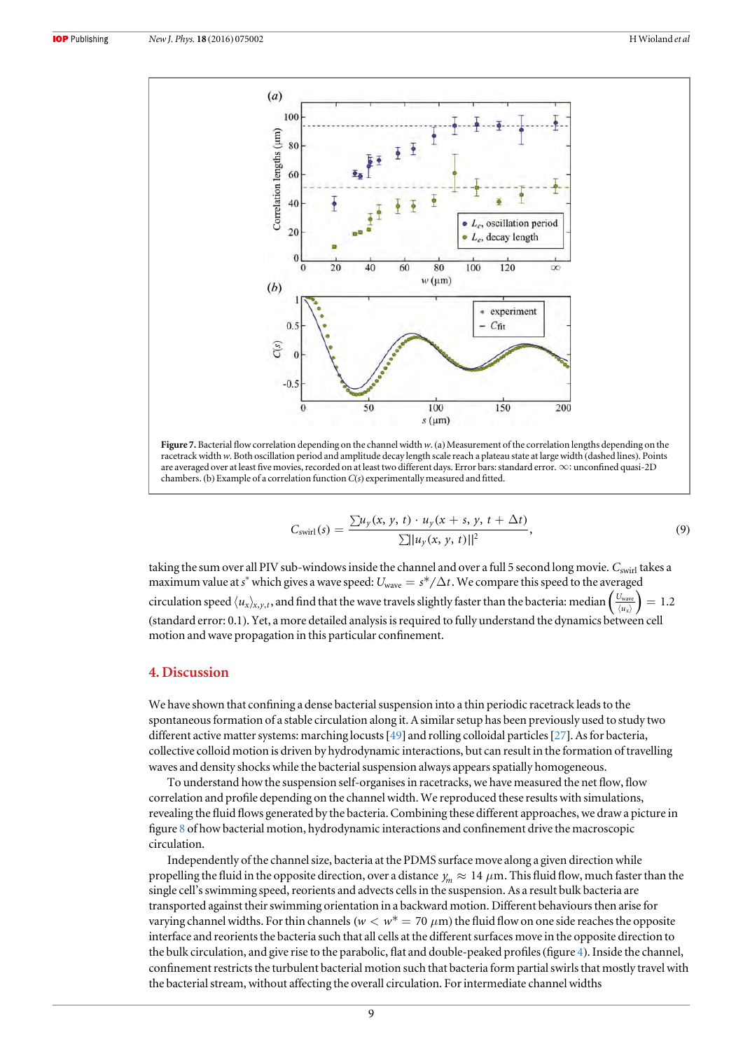**Figure 7.** Bacterial flow correlation depending on the channel width $w$. (a) Measurement of the correlation lengths depending on the racetrack width $w$. Both oscillation period and amplitude decay length scale reach a plateau state at large width (dashed lines). Points are averaged over at least five movies, recorded on at least two different days. Error bars: standard error. $\infty$: unconfined quasi-2D chambers. (b) Example of a correlation function $C(s)$ experimentally measured and fitted.

$$C_{\text{swirl}}(s) = \frac{\sum u_y(x, y, t) \cdot u_y(x + s, y, t + \Delta t)}{\sum ||u_y(x, y, t)||^2}, \tag{9}$$

taking the sum over all PIV sub-windows inside the channel and over a full 5 second long movie. $C_{\text{swirl}}$ takes a maximum value at $s^*$ which gives a wave speed: $U_{\text{wave}} = s^*/\Delta t$. We compare this speed to the averaged circulation speed $\langle u_x \rangle_{x,y,t}$, and find that the wave travels slightly faster than the bacteria: median $\left(\frac{U_{\text{wave}}}{\langle u_x \rangle}\right) = 1.2$ (standard error: 0.1). Yet, a more detailed analysis is required to fully understand the dynamics between cell motion and wave propagation in this particular confinement.

## 4. Discussion

We have shown that confining a dense bacterial suspension into a thin periodic racetrack leads to the spontaneous formation of a stable circulation along it. A similar setup has been previously used to study two different active matter systems: marching locusts [49] and rolling colloidal particles [27]. As for bacteria, collective colloid motion is driven by hydrodynamic interactions, but can result in the formation of travelling waves and density shocks while the bacterial suspension always appears spatially homogeneous.

To understand how the suspension self-organises in racetracks, we have measured the net flow, flow correlation and profile depending on the channel width. We reproduced these results with simulations, revealing the fluid flows generated by the bacteria. Combining these different approaches, we draw a picture in figure 8 of how bacterial motion, hydrodynamic interactions and confinement drive the macroscopic circulation.

Independently of the channel size, bacteria at the PDMS surface move along a given direction while propelling the fluid in the opposite direction, over a distance $y_m \approx 14$ $\mu$m. This fluid flow, much faster than the single cell's swimming speed, reorients and advects cells in the suspension. As a result bulk bacteria are transported against their swimming orientation in a backward motion. Different behaviours then arise for varying channel widths. For thin channels ($w < w^* = 70$ $\mu$m) the fluid flow on one side reaches the opposite interface and reorients the bacteria such that all cells at the different surfaces move in the opposite direction to the bulk circulation, and give rise to the parabolic, flat and double-peaked profiles (figure 4). Inside the channel, confinement restricts the turbulent bacterial motion such that bacteria form partial swirls that mostly travel with the bacterial stream, without affecting the overall circulation. For intermediate channel widths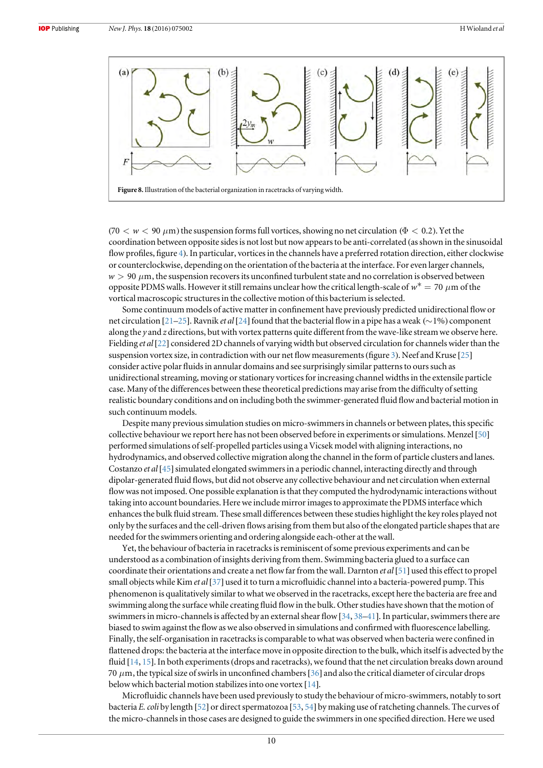(a) (b) (c) (d) (e)

$2y_m$

$w$

$F$

**Figure 8.** Illustration of the bacterial organization in racetracks of varying width.

($70 < w < 90$ $\mu$m) the suspension forms full vortices, showing no net circulation ($\Phi < 0.2$). Yet the coordination between opposite sides is not lost but now appears to be anti-correlated (as shown in the sinusoidal flow profiles, figure 4). In particular, vortices in the channels have a preferred rotation direction, either clockwise or counterclockwise, depending on the orientation of the bacteria at the interface. For even larger channels, $w > 90$ $\mu$m, the suspension recovers its unconfined turbulent state and no correlation is observed between opposite PDMS walls. However it still remains unclear how the critical length-scale of $w^* = 70$ $\mu$m of the vortical macroscopic structures in the collective motion of this bacterium is selected.

Some continuum models of active matter in confinement have previously predicted unidirectional flow or net circulation [21–25]. Ravnik *et al* [24] found that the bacterial flow in a pipe has a weak (~1%) component along the *y* and *z* directions, but with vortex patterns quite different from the wave-like stream we observe here. Fielding *et al* [22] considered 2D channels of varying width but observed circulation for channels wider than the suspension vortex size, in contradiction with our net flow measurements (figure 3). Neef and Kruse [25] consider active polar fluids in annular domains and see surprisingly similar patterns to ours such as unidirectional streaming, moving or stationary vortices for increasing channel widths in the extensile particle case. Many of the differences between these theoretical predictions may arise from the difficulty of setting realistic boundary conditions and on including both the swimmer-generated fluid flow and bacterial motion in such continuum models.

Despite many previous simulation studies on micro-swimmers in channels or between plates, this specific collective behaviour we report here has not been observed before in experiments or simulations. Menzel [50] performed simulations of self-propelled particles using a Vicsek model with aligning interactions, no hydrodynamics, and observed collective migration along the channel in the form of particle clusters and lanes. Costanzo *et al* [45] simulated elongated swimmers in a periodic channel, interacting directly and through dipolar-generated fluid flows, but did not observe any collective behaviour and net circulation when external flow was not imposed. One possible explanation is that they computed the hydrodynamic interactions without taking into account boundaries. Here we include mirror images to approximate the PDMS interface which enhances the bulk fluid stream. These small differences between these studies highlight the key roles played not only by the surfaces and the cell-driven flows arising from them but also of the elongated particle shapes that are needed for the swimmers orienting and ordering alongside each-other at the wall.

Yet, the behaviour of bacteria in racetracks is reminiscent of some previous experiments and can be understood as a combination of insights deriving from them. Swimming bacteria glued to a surface can coordinate their orientations and create a net flow far from the wall. Darnton *et al* [51] used this effect to propel small objects while Kim *et al* [37] used it to turn a microfluidic channel into a bacteria-powered pump. This phenomenon is qualitatively similar to what we observed in the racetracks, except here the bacteria are free and swimming along the surface while creating fluid flow in the bulk. Other studies have shown that the motion of swimmers in micro-channels is affected by an external shear flow [34, 38–41]. In particular, swimmers there are biased to swim against the flow as we also observed in simulations and confirmed with fluorescence labelling. Finally, the self-organisation in racetracks is comparable to what was observed when bacteria were confined in flattened drops: the bacteria at the interface move in opposite direction to the bulk, which itself is advected by the fluid [14, 15]. In both experiments (drops and racetracks), we found that the net circulation breaks down around 70 $\mu$m, the typical size of swirls in unconfined chambers [36] and also the critical diameter of circular drops below which bacterial motion stabilizes into one vortex [14].

Microfluidic channels have been used previously to study the behaviour of micro-swimmers, notably to sort bacteria *E. coli* by length [52] or direct spermatozoa [53, 54] by making use of ratcheting channels. The curves of the micro-channels in those cases are designed to guide the swimmers in one specified direction. Here we used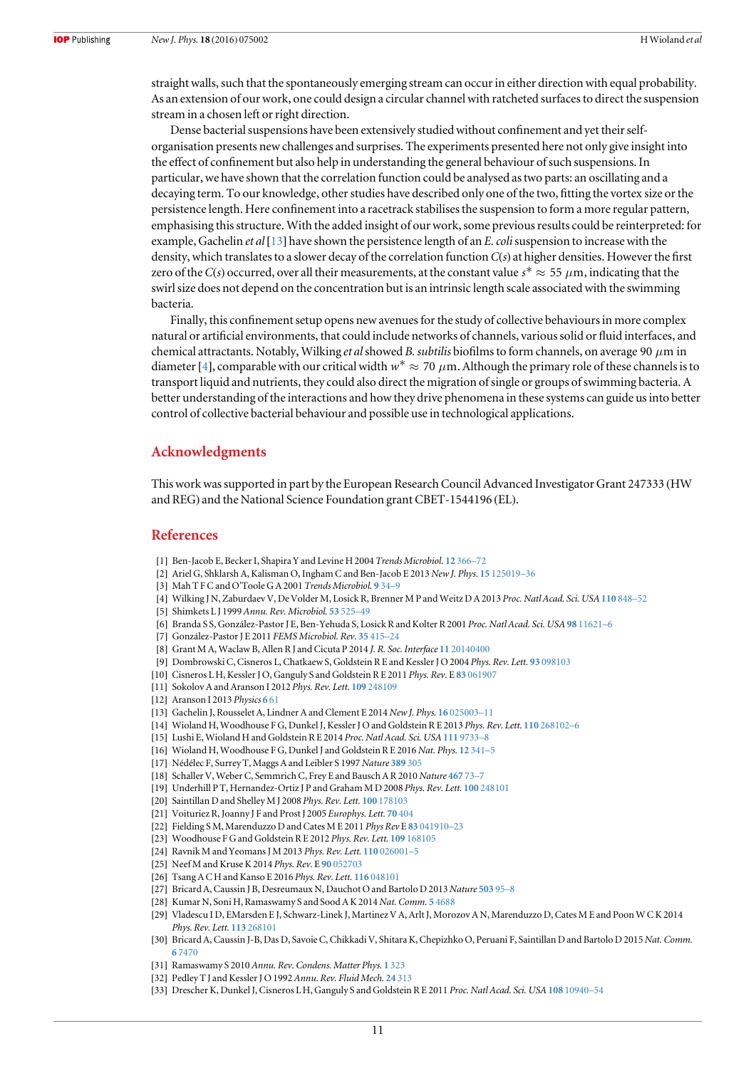straight walls, such that the spontaneously emerging stream can occur in either direction with equal probability. As an extension of our work, one could design a circular channel with ratcheted surfaces to direct the suspension stream in a chosen left or right direction.

Dense bacterial suspensions have been extensively studied without confinement and yet their self-organisation presents new challenges and surprises. The experiments presented here not only give insight into the effect of confinement but also help in understanding the general behaviour of such suspensions. In particular, we have shown that the correlation function could be analysed as two parts: an oscillating and a decaying term. To our knowledge, other studies have described only one of the two, fitting the vortex size or the persistence length. Here confinement into a racetrack stabilises the suspension to form a more regular pattern, emphasising this structure. With the added insight of our work, some previous results could be reinterpreted: for example, Gachelin *et al* [13] have shown the persistence length of an *E. coli* suspension to increase with the density, which translates to a slower decay of the correlation function $C(s)$ at higher densities. However the first zero of the $C(s)$ occurred, over all their measurements, at the constant value $s^* \approx 55\ \mu$m, indicating that the swirl size does not depend on the concentration but is an intrinsic length scale associated with the swimming bacteria.

Finally, this confinement setup opens new avenues for the study of collective behaviours in more complex natural or artificial environments, that could include networks of channels, various solid or fluid interfaces, and chemical attractants. Notably, Wilking *et al* showed *B. subtilis* biofilms to form channels, on average 90 $\mu$m in diameter [4], comparable with our critical width $w^* \approx 70\ \mu$m. Although the primary role of these channels is to transport liquid and nutrients, they could also direct the migration of single or groups of swimming bacteria. A better understanding of the interactions and how they drive phenomena in these systems can guide us into better control of collective bacterial behaviour and possible use in technological applications.

## Acknowledgments

This work was supported in part by the European Research Council Advanced Investigator Grant 247333 (HW and REG) and the National Science Foundation grant CBET-1544196 (EL).

## References

[1] Ben-Jacob E, Becker I, Shapira Y and Levine H 2004 *Trends Microbiol.* **12** 366–72
[2] Ariel G, Shklarsh A, Kalisman O, Ingham C and Ben-Jacob E 2013 *New J. Phys.* **15** 125019–36
[3] Mah T F C and O'Toole G A 2001 *Trends Microbiol.* **9** 34–9
[4] Wilking J N, Zaburdaev V, De Volder M, Losick R, Brenner M P and Weitz D A 2013 *Proc. Natl Acad. Sci. USA* **110** 848–52
[5] Shimkets L J 1999 *Annu. Rev. Microbiol.* **53** 525–49
[6] Branda S S, González-Pastor J E, Ben-Yehuda S, Losick R and Kolter R 2001 *Proc. Natl Acad. Sci. USA* **98** 11621–6
[7] González-Pastor J E 2011 *FEMS Microbiol. Rev.* **35** 415–24
[8] Grant M A, Waclaw B, Allen R J and Cicuta P 2014 *J. R. Soc. Interface* **11** 20140400
[9] Dombrowski C, Cisneros L, Chatkaew S, Goldstein R E and Kessler J O 2004 *Phys. Rev. Lett.* **93** 098103
[10] Cisneros L H, Kessler J O, Ganguly S and Goldstein R E 2011 *Phys. Rev.* E **83** 061907
[11] Sokolov A and Aranson I 2012 *Phys. Rev. Lett.* **109** 248109
[12] Aranson I 2013 *Physics* **6** 61
[13] Gachelin J, Rousselet A, Lindner A and Clement E 2014 *New J. Phys.* **16** 025003–11
[14] Wioland H, Woodhouse F G, Dunkel J, Kessler J O and Goldstein R E 2013 *Phys. Rev. Lett.* **110** 268102–6
[15] Lushi E, Wioland H and Goldstein R E 2014 *Proc. Natl Acad. Sci. USA* **111** 9733–8
[16] Wioland H, Woodhouse F G, Dunkel J and Goldstein R E 2016 *Nat. Phys.* **12** 341–5
[17] Nédélec F, Surrey T, Maggs A and Leibler S 1997 *Nature* **389** 305
[18] Schaller V, Weber C, Semmrich C, Frey E and Bausch A R 2010 *Nature* **467** 73–7
[19] Underhill P T, Hernandez-Ortiz J P and Graham M D 2008 *Phys. Rev. Lett.* **100** 248101
[20] Saintillan D and Shelley M J 2008 *Phys. Rev. Lett.* **100** 178103
[21] Voituriez R, Joanny J F and Prost J 2005 *Europhys. Lett.* **70** 404
[22] Fielding S M, Marenduzzo D and Cates M E 2011 *Phys Rev* E **83** 041910–23
[23] Woodhouse F G and Goldstein R E 2012 *Phys. Rev. Lett.* **109** 168105
[24] Ravnik M and Yeomans J M 2013 *Phys. Rev. Lett.* **110** 026001–5
[25] Neef M and Kruse K 2014 *Phys. Rev.* E **90** 052703
[26] Tsang A C H and Kanso E 2016 *Phys. Rev. Lett.* **116** 048101
[27] Bricard A, Caussin J B, Desreumaux N, Dauchot O and Bartolo D 2013 *Nature* **503** 95–8
[28] Kumar N, Soni H, Ramaswamy S and Sood A K 2014 *Nat. Comm.* **5** 4688
[29] Vladescu I D, EMarsden E J, Schwarz-Linek J, Martinez V A, Arlt J, Morozov A N, Marenduzzo D, Cates M E and Poon W C K 2014 *Phys. Rev. Lett.* **113** 268101
[30] Bricard A, Caussin J-B, Das D, Savoie C, Chikkadi V, Shitara K, Chepizhko O, Peruani F, Saintillan D and Bartolo D 2015 *Nat. Comm.* **6** 7470
[31] Ramaswamy S 2010 *Annu. Rev. Condens. Matter Phys.* **1** 323
[32] Pedley T J and Kessler J O 1992 *Annu. Rev. Fluid Mech.* **24** 313
[33] Drescher K, Dunkel J, Cisneros L H, Ganguly S and Goldstein R E 2011 *Proc. Natl Acad. Sci. USA* **108** 10940–54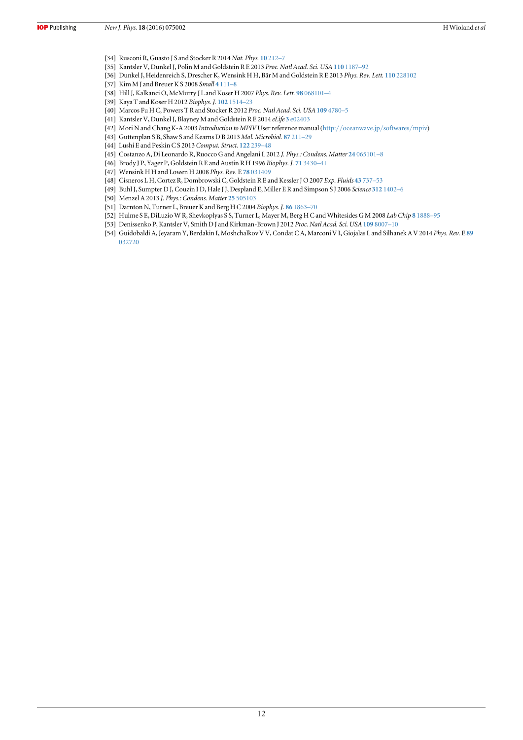[34] Rusconi R, Guasto J S and Stocker R 2014 *Nat. Phys.* **10** 212–7

[35] Kantsler V, Dunkel J, Polin M and Goldstein R E 2013 *Proc. Natl Acad. Sci. USA* **110** 1187–92

[36] Dunkel J, Heidenreich S, Drescher K, Wensink H H, Bär M and Goldstein R E 2013 *Phys. Rev. Lett.* **110** 228102

[37] Kim M J and Breuer K S 2008 *Small* **4** 111–8

[38] Hill J, Kalkanci O, McMurry J L and Koser H 2007 *Phys. Rev. Lett.* **98** 068101–4

[39] Kaya T and Koser H 2012 *Biophys. J.* **102** 1514–23

[40] Marcos Fu H C, Powers T R and Stocker R 2012 *Proc. Natl Acad. Sci. USA* **109** 4780–5

[41] Kantsler V, Dunkel J, Blayney M and Goldstein R E 2014 *eLife* **3** e02403

[42] Mori N and Chang K-A 2003 *Introduction to MPIV* User reference manual (http://oceanwave.jp/softwares/mpiv)

[43] Guttenplan S B, Shaw S and Kearns D B 2013 *Mol. Microbiol.* **87** 211–29

[44] Lushi E and Peskin C S 2013 *Comput. Struct.* **122** 239–48

[45] Costanzo A, Di Leonardo R, Ruocco G and Angelani L 2012 *J. Phys.: Condens. Matter* **24** 065101–8

[46] Brody J P, Yager P, Goldstein R E and Austin R H 1996 *Biophys. J.* **71** 3430–41

[47] Wensink H H and Lowen H 2008 *Phys. Rev.* E **78** 031409

[48] Cisneros L H, Cortez R, Dombrowski C, Goldstein R E and Kessler J O 2007 *Exp. Fluids* **43** 737–53

[49] Buhl J, Sumpter D J, Couzin I D, Hale J J, Despland E, Miller E R and Simpson S J 2006 *Science* **312** 1402–6

[50] Menzel A 2013 *J. Phys.: Condens. Matter* **25** 505103

[51] Darnton N, Turner L, Breuer K and Berg H C 2004 *Biophys. J.* **86** 1863–70

[52] Hulme S E, DiLuzio W R, Shevkoplyas S S, Turner L, Mayer M, Berg H C and Whitesides G M 2008 *Lab Chip* **8** 1888–95

[53] Denissenko P, Kantsler V, Smith D J and Kirkman-Brown J 2012 *Proc. Natl Acad. Sci. USA* **109** 8007–10

[54] Guidobaldi A, Jeyaram Y, Berdakin I, Moshchalkov V V, Condat C A, Marconi V I, Giojalas L and Silhanek A V 2014 *Phys. Rev.* E **89** 032720